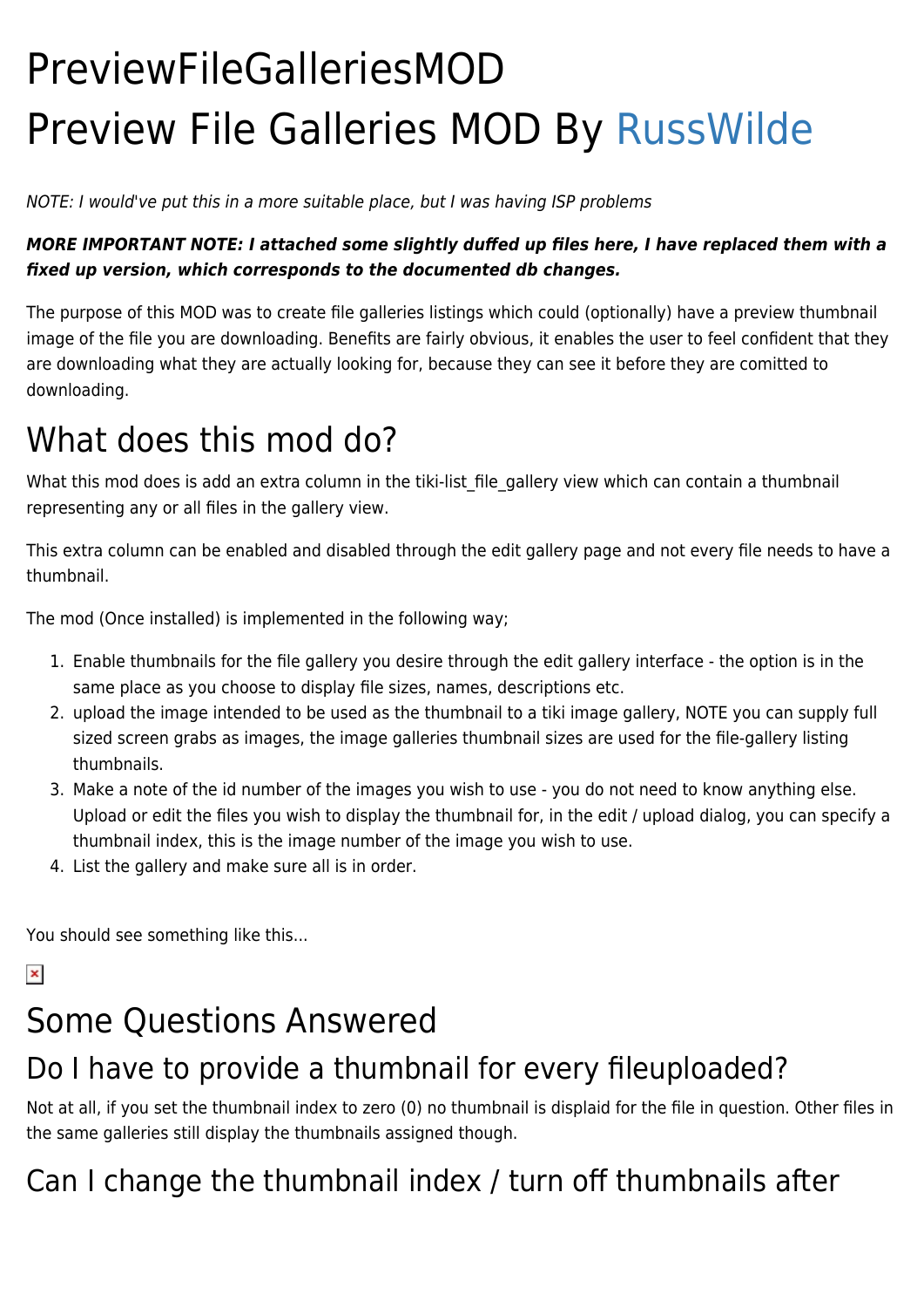# PreviewFileGalleriesMOD

# Preview File Galleries MOD By RussWilde

*NOTE: I would've put this in a more suitable place, but I was having ISP problems*

***MORE IMPORTANT NOTE: I attached some slightly duffed up files here, I have replaced them with a fixed up version, which corresponds to the documented db changes.***

The purpose of this MOD was to create file galleries listings which could (optionally) have a preview thumbnail image of the file you are downloading. Benefits are fairly obvious, it enables the user to feel confident that they are downloading what they are actually looking for, because they can see it before they are comitted to downloading.

## What does this mod do?

What this mod does is add an extra column in the tiki-list_file_gallery view which can contain a thumbnail representing any or all files in the gallery view.

This extra column can be enabled and disabled through the edit gallery page and not every file needs to have a thumbnail.

The mod (Once installed) is implemented in the following way;

1. Enable thumbnails for the file gallery you desire through the edit gallery interface - the option is in the same place as you choose to display file sizes, names, descriptions etc.
2. upload the image intended to be used as the thumbnail to a tiki image gallery, NOTE you can supply full sized screen grabs as images, the image galleries thumbnail sizes are used for the file-gallery listing thumbnails.
3. Make a note of the id number of the images you wish to use - you do not need to know anything else. Upload or edit the files you wish to display the thumbnail for, in the edit / upload dialog, you can specify a thumbnail index, this is the image number of the image you wish to use.
4. List the gallery and make sure all is in order.

You should see something like this...

## Some Questions Answered

### Do I have to provide a thumbnail for every fileuploaded?

Not at all, if you set the thumbnail index to zero (0) no thumbnail is displaid for the file in question. Other files in the same galleries still display the thumbnails assigned though.

### Can I change the thumbnail index / turn off thumbnails after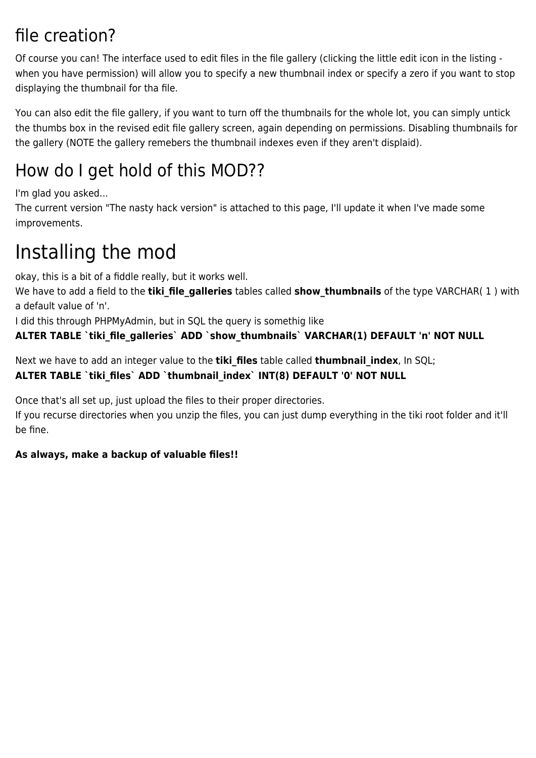## file creation?

Of course you can! The interface used to edit files in the file gallery (clicking the little edit icon in the listing - when you have permission) will allow you to specify a new thumbnail index or specify a zero if you want to stop displaying the thumbnail for tha file.

You can also edit the file gallery, if you want to turn off the thumbnails for the whole lot, you can simply untick the thumbs box in the revised edit file gallery screen, again depending on permissions. Disabling thumbnails for the gallery (NOTE the gallery remebers the thumbnail indexes even if they aren't displaid).

## How do I get hold of this MOD??

I'm glad you asked...
The current version "The nasty hack version" is attached to this page, I'll update it when I've made some improvements.

# Installing the mod

okay, this is a bit of a fiddle really, but it works well.
We have to add a field to the **tiki_file_galleries** tables called **show_thumbnails** of the type VARCHAR( 1 ) with a default value of 'n'.
I did this through PHPMyAdmin, but in SQL the query is somethig like
**ALTER TABLE `tiki_file_galleries` ADD `show_thumbnails` VARCHAR(1) DEFAULT 'n' NOT NULL**

Next we have to add an integer value to the **tiki_files** table called **thumbnail_index**, In SQL;
**ALTER TABLE `tiki_files` ADD `thumbnail_index` INT(8) DEFAULT '0' NOT NULL**

Once that's all set up, just upload the files to their proper directories.
If you recurse directories when you unzip the files, you can just dump everything in the tiki root folder and it'll be fine.

**As always, make a backup of valuable files!!**